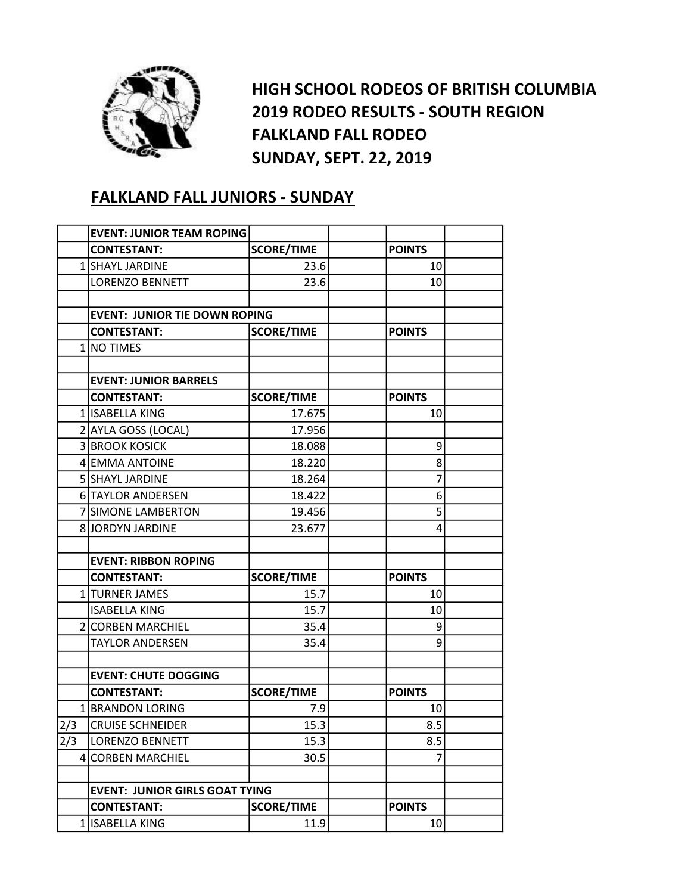# HIGH SCHOOL RODEOS OF BRITISH COLUMBIA
# 2019 RODEO RESULTS - SOUTH REGION
# FALKLAND FALL RODEO
# SUNDAY, SEPT. 22, 2019

## FALKLAND FALL JUNIORS - SUNDAY

| | EVENT: JUNIOR TEAM ROPING | | | | |
|---|---|---|---|---|---|
| | **CONTESTANT:** | **SCORE/TIME** | | **POINTS** | |
| 1 | SHAYL JARDINE | 23.6 | | 10 | |
| | LORENZO BENNETT | 23.6 | | 10 | |
| | | | | | |
| | **EVENT: JUNIOR TIE DOWN ROPING** | | | | |
| | **CONTESTANT:** | **SCORE/TIME** | | **POINTS** | |
| 1 | NO TIMES | | | | |
| | | | | | |
| | **EVENT: JUNIOR BARRELS** | | | | |
| | **CONTESTANT:** | **SCORE/TIME** | | **POINTS** | |
| 1 | ISABELLA KING | 17.675 | | 10 | |
| 2 | AYLA GOSS (LOCAL) | 17.956 | | | |
| 3 | BROOK KOSICK | 18.088 | | 9 | |
| 4 | EMMA ANTOINE | 18.220 | | 8 | |
| 5 | SHAYL JARDINE | 18.264 | | 7 | |
| 6 | TAYLOR ANDERSEN | 18.422 | | 6 | |
| 7 | SIMONE LAMBERTON | 19.456 | | 5 | |
| 8 | JORDYN JARDINE | 23.677 | | 4 | |
| | | | | | |
| | **EVENT: RIBBON ROPING** | | | | |
| | **CONTESTANT:** | **SCORE/TIME** | | **POINTS** | |
| 1 | TURNER JAMES | 15.7 | | 10 | |
| | ISABELLA KING | 15.7 | | 10 | |
| 2 | CORBEN MARCHIEL | 35.4 | | 9 | |
| | TAYLOR ANDERSEN | 35.4 | | 9 | |
| | | | | | |
| | **EVENT: CHUTE DOGGING** | | | | |
| | **CONTESTANT:** | **SCORE/TIME** | | **POINTS** | |
| 1 | BRANDON LORING | 7.9 | | 10 | |
| 2/3 | CRUISE SCHNEIDER | 15.3 | | 8.5 | |
| 2/3 | LORENZO BENNETT | 15.3 | | 8.5 | |
| 4 | CORBEN MARCHIEL | 30.5 | | 7 | |
| | | | | | |
| | **EVENT: JUNIOR GIRLS GOAT TYING** | | | | |
| | **CONTESTANT:** | **SCORE/TIME** | | **POINTS** | |
| 1 | ISABELLA KING | 11.9 | | 10 | |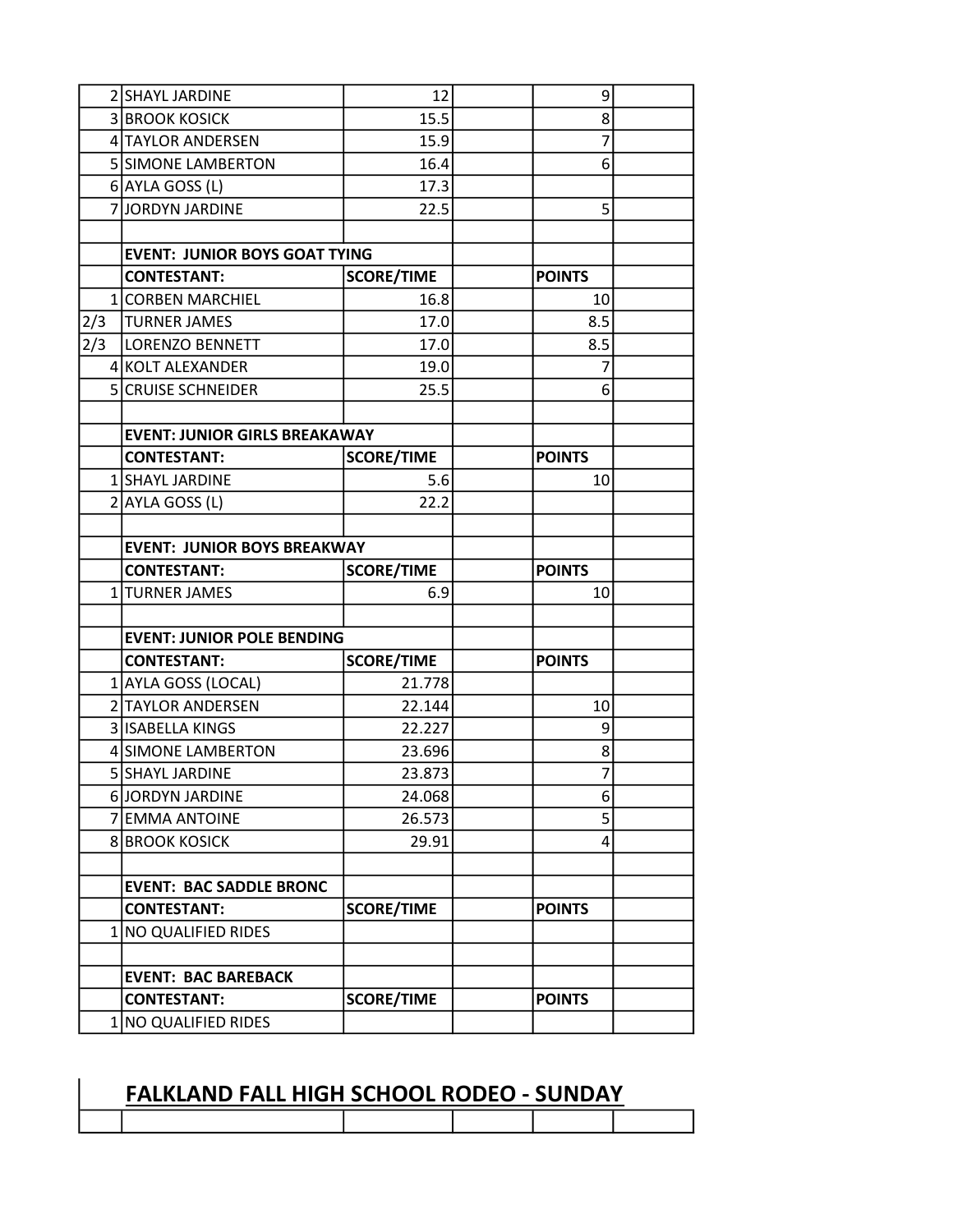| | | | | | |
|---|---|---|---|---|---|
| 2 | SHAYL JARDINE | 12 | | 9 | |
| 3 | BROOK KOSICK | 15.5 | | 8 | |
| 4 | TAYLOR ANDERSEN | 15.9 | | 7 | |
| 5 | SIMONE LAMBERTON | 16.4 | | 6 | |
| 6 | AYLA GOSS (L) | 17.3 | | | |
| 7 | JORDYN JARDINE | 22.5 | | 5 | |
| | | | | | |
| | **EVENT: JUNIOR BOYS GOAT TYING** | | | | |
| | **CONTESTANT:** | **SCORE/TIME** | | **POINTS** | |
| 1 | CORBEN MARCHIEL | 16.8 | | 10 | |
| 2/3 | TURNER JAMES | 17.0 | | 8.5 | |
| 2/3 | LORENZO BENNETT | 17.0 | | 8.5 | |
| 4 | KOLT ALEXANDER | 19.0 | | 7 | |
| 5 | CRUISE SCHNEIDER | 25.5 | | 6 | |
| | | | | | |
| | **EVENT: JUNIOR GIRLS BREAKAWAY** | | | | |
| | **CONTESTANT:** | **SCORE/TIME** | | **POINTS** | |
| 1 | SHAYL JARDINE | 5.6 | | 10 | |
| 2 | AYLA GOSS (L) | 22.2 | | | |
| | | | | | |
| | **EVENT: JUNIOR BOYS BREAKWAY** | | | | |
| | **CONTESTANT:** | **SCORE/TIME** | | **POINTS** | |
| 1 | TURNER JAMES | 6.9 | | 10 | |
| | | | | | |
| | **EVENT: JUNIOR POLE BENDING** | | | | |
| | **CONTESTANT:** | **SCORE/TIME** | | **POINTS** | |
| 1 | AYLA GOSS (LOCAL) | 21.778 | | | |
| 2 | TAYLOR ANDERSEN | 22.144 | | 10 | |
| 3 | ISABELLA KINGS | 22.227 | | 9 | |
| 4 | SIMONE LAMBERTON | 23.696 | | 8 | |
| 5 | SHAYL JARDINE | 23.873 | | 7 | |
| 6 | JORDYN JARDINE | 24.068 | | 6 | |
| 7 | EMMA ANTOINE | 26.573 | | 5 | |
| 8 | BROOK KOSICK | 29.91 | | 4 | |
| | | | | | |
| | **EVENT: BAC SADDLE BRONC** | | | | |
| | **CONTESTANT:** | **SCORE/TIME** | | **POINTS** | |
| 1 | NO QUALIFIED RIDES | | | | |
| | | | | | |
| | **EVENT: BAC BAREBACK** | | | | |
| | **CONTESTANT:** | **SCORE/TIME** | | **POINTS** | |
| 1 | NO QUALIFIED RIDES | | | | |

## FALKLAND FALL HIGH SCHOOL RODEO - SUNDAY

| | | | | | |
|---|---|---|---|---|---|
| | | | | | |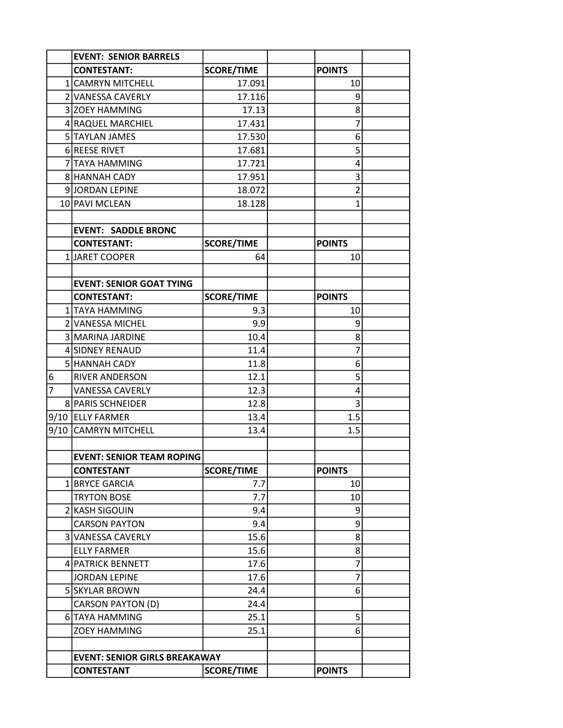| | EVENT: SENIOR BARRELS | | | | |
|---|---|---|---|---|---|
| | CONTESTANT: | SCORE/TIME | | POINTS | |
| 1 | CAMRYN MITCHELL | 17.091 | | 10 | |
| 2 | VANESSA CAVERLY | 17.116 | | 9 | |
| 3 | ZOEY HAMMING | 17.13 | | 8 | |
| 4 | RAQUEL MARCHIEL | 17.431 | | 7 | |
| 5 | TAYLAN JAMES | 17.530 | | 6 | |
| 6 | REESE RIVET | 17.681 | | 5 | |
| 7 | TAYA HAMMING | 17.721 | | 4 | |
| 8 | HANNAH CADY | 17.951 | | 3 | |
| 9 | JORDAN LEPINE | 18.072 | | 2 | |
| 10 | PAVI MCLEAN | 18.128 | | 1 | |
| | | | | | |
| | EVENT: SADDLE BRONC | | | | |
| | CONTESTANT: | SCORE/TIME | | POINTS | |
| 1 | JARET COOPER | 64 | | 10 | |
| | | | | | |
| | EVENT: SENIOR GOAT TYING | | | | |
| | CONTESTANT: | SCORE/TIME | | POINTS | |
| 1 | TAYA HAMMING | 9.3 | | 10 | |
| 2 | VANESSA MICHEL | 9.9 | | 9 | |
| 3 | MARINA JARDINE | 10.4 | | 8 | |
| 4 | SIDNEY RENAUD | 11.4 | | 7 | |
| 5 | HANNAH CADY | 11.8 | | 6 | |
| 6 | RIVER ANDERSON | 12.1 | | 5 | |
| 7 | VANESSA CAVERLY | 12.3 | | 4 | |
| 8 | PARIS SCHNEIDER | 12.8 | | 3 | |
| 9/10 | ELLY FARMER | 13.4 | | 1.5 | |
| 9/10 | CAMRYN MITCHELL | 13.4 | | 1.5 | |
| | | | | | |
| | EVENT: SENIOR TEAM ROPING | | | | |
| | CONTESTANT | SCORE/TIME | | POINTS | |
| 1 | BRYCE GARCIA | 7.7 | | 10 | |
| | TRYTON BOSE | 7.7 | | 10 | |
| 2 | KASH SIGOUIN | 9.4 | | 9 | |
| | CARSON PAYTON | 9.4 | | 9 | |
| 3 | VANESSA CAVERLY | 15.6 | | 8 | |
| | ELLY FARMER | 15.6 | | 8 | |
| 4 | PATRICK BENNETT | 17.6 | | 7 | |
| | JORDAN LEPINE | 17.6 | | 7 | |
| 5 | SKYLAR BROWN | 24.4 | | 6 | |
| | CARSON PAYTON (D) | 24.4 | | | |
| 6 | TAYA HAMMING | 25.1 | | 5 | |
| | ZOEY HAMMING | 25.1 | | 6 | |
| | | | | | |
| | EVENT: SENIOR GIRLS BREAKAWAY | | | | |
| | CONTESTANT | SCORE/TIME | | POINTS | |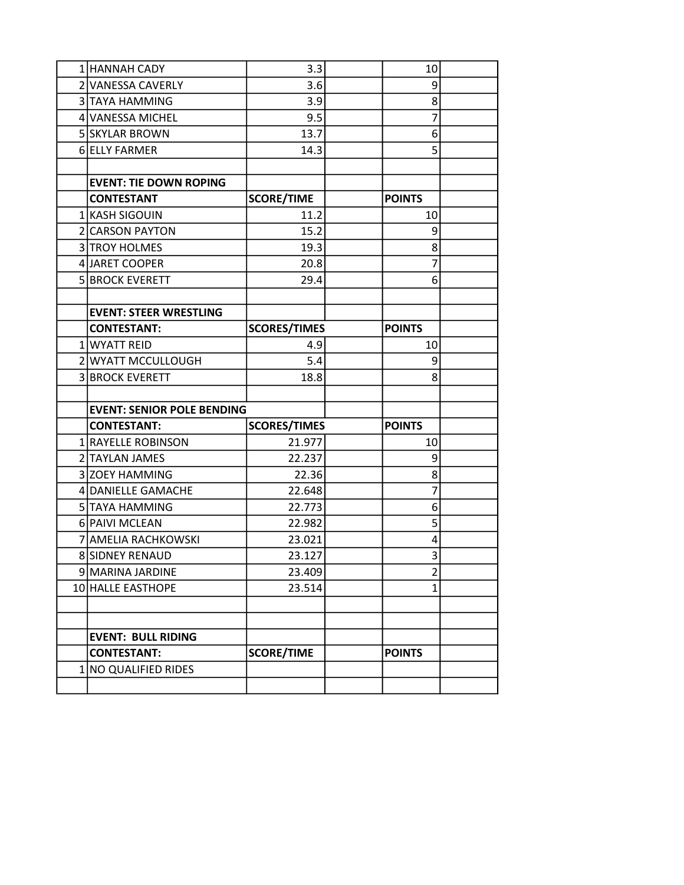| | | | | | |
|---|---|---|---|---|---|
| 1 | HANNAH CADY | 3.3 | | 10 | |
| 2 | VANESSA CAVERLY | 3.6 | | 9 | |
| 3 | TAYA HAMMING | 3.9 | | 8 | |
| 4 | VANESSA MICHEL | 9.5 | | 7 | |
| 5 | SKYLAR BROWN | 13.7 | | 6 | |
| 6 | ELLY FARMER | 14.3 | | 5 | |
| | | | | | |
| | **EVENT: TIE DOWN ROPING** | | | | |
| | **CONTESTANT** | **SCORE/TIME** | | **POINTS** | |
| 1 | KASH SIGOUIN | 11.2 | | 10 | |
| 2 | CARSON PAYTON | 15.2 | | 9 | |
| 3 | TROY HOLMES | 19.3 | | 8 | |
| 4 | JARET COOPER | 20.8 | | 7 | |
| 5 | BROCK EVERETT | 29.4 | | 6 | |
| | | | | | |
| | **EVENT: STEER WRESTLING** | | | | |
| | **CONTESTANT:** | **SCORES/TIMES** | | **POINTS** | |
| 1 | WYATT REID | 4.9 | | 10 | |
| 2 | WYATT MCCULLOUGH | 5.4 | | 9 | |
| 3 | BROCK EVERETT | 18.8 | | 8 | |
| | | | | | |
| | **EVENT: SENIOR POLE BENDING** | | | | |
| | **CONTESTANT:** | **SCORES/TIMES** | | **POINTS** | |
| 1 | RAYELLE ROBINSON | 21.977 | | 10 | |
| 2 | TAYLAN JAMES | 22.237 | | 9 | |
| 3 | ZOEY HAMMING | 22.36 | | 8 | |
| 4 | DANIELLE GAMACHE | 22.648 | | 7 | |
| 5 | TAYA HAMMING | 22.773 | | 6 | |
| 6 | PAIVI MCLEAN | 22.982 | | 5 | |
| 7 | AMELIA RACHKOWSKI | 23.021 | | 4 | |
| 8 | SIDNEY RENAUD | 23.127 | | 3 | |
| 9 | MARINA JARDINE | 23.409 | | 2 | |
| 10 | HALLE EASTHOPE | 23.514 | | 1 | |
| | | | | | |
| | | | | | |
| | **EVENT: BULL RIDING** | | | | |
| | **CONTESTANT:** | **SCORE/TIME** | | **POINTS** | |
| 1 | NO QUALIFIED RIDES | | | | |
| | | | | | |